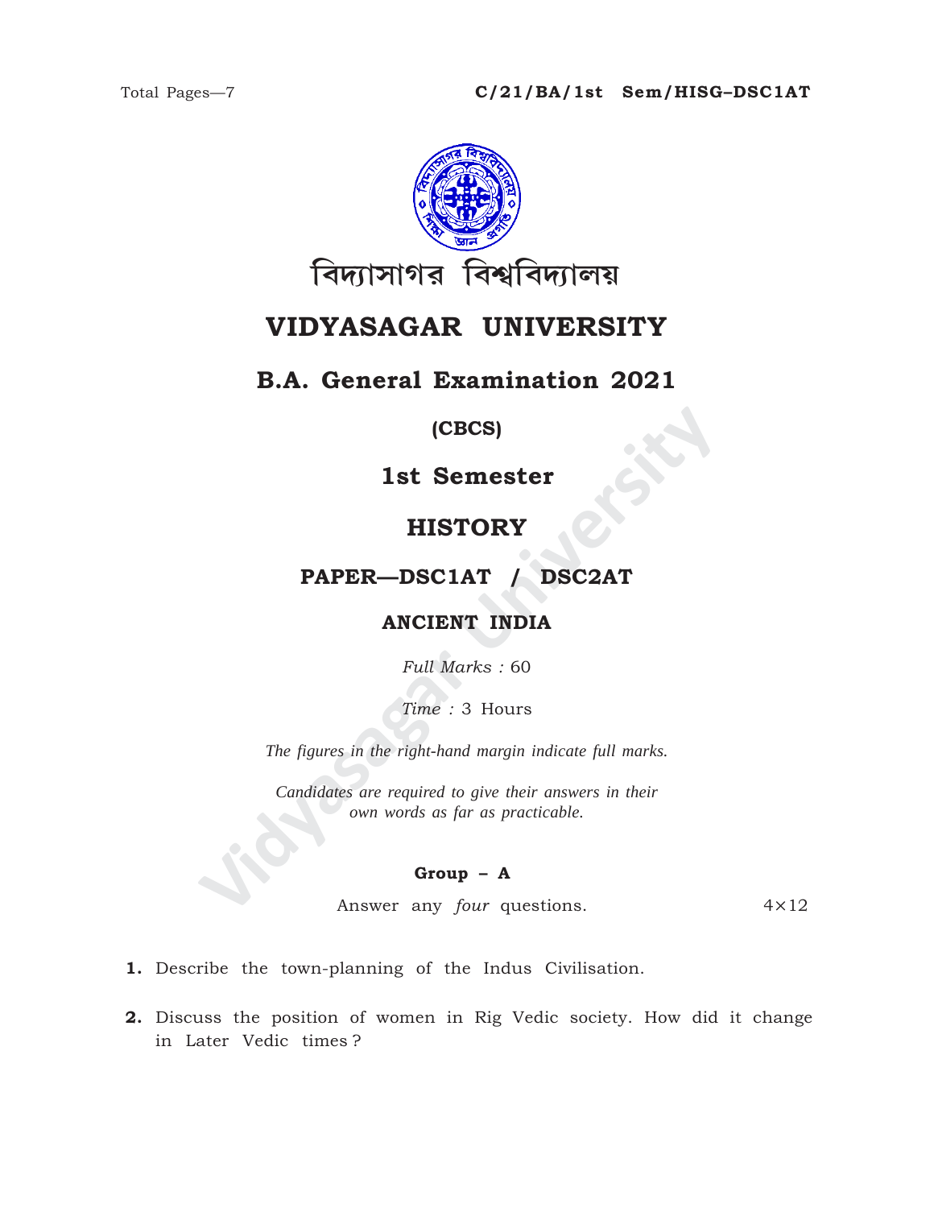Total Pages—7

**C/21/BA/1st Sem/HISG–DSC1AT**

বিদ্যাসাগর বিশ্ববিদ্যালয়

# VIDYASAGAR UNIVERSITY

## B.A. General Examination 2021

**(CBCS)**

## 1st Semester

## HISTORY

### PAPER—DSC1AT / DSC2AT

### ANCIENT INDIA

*Full Marks :* 60

*Time :* 3 Hours

*The figures in the right-hand margin indicate full marks.*

*Candidates are required to give their answers in their own words as far as practicable.*

**Group – A**

Answer any *four* questions. $4 \times 12$

**1.** Describe the town-planning of the Indus Civilisation.

**2.** Discuss the position of women in Rig Vedic society. How did it change in Later Vedic times ?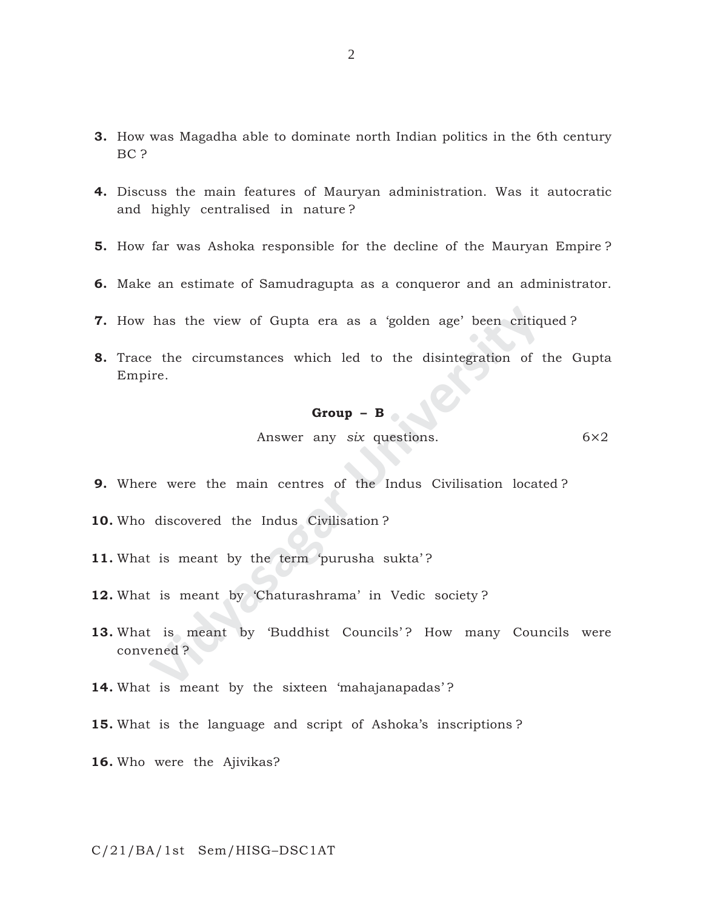3. How was Magadha able to dominate north Indian politics in the 6th century BC ?

4. Discuss the main features of Mauryan administration. Was it autocratic and highly centralised in nature ?

5. How far was Ashoka responsible for the decline of the Mauryan Empire ?

6. Make an estimate of Samudragupta as a conqueror and an administrator.

7. How has the view of Gupta era as a 'golden age' been critiqued ?

8. Trace the circumstances which led to the disintegration of the Gupta Empire.

### Group – B

Answer any *six* questions. 6×2

9. Where were the main centres of the Indus Civilisation located ?

10. Who discovered the Indus Civilisation ?

11. What is meant by the term 'purusha sukta' ?

12. What is meant by 'Chaturashrama' in Vedic society ?

13. What is meant by 'Buddhist Councils' ? How many Councils were convened ?

14. What is meant by the sixteen 'mahajanapadas' ?

15. What is the language and script of Ashoka's inscriptions ?

16. Who were the Ajivikas?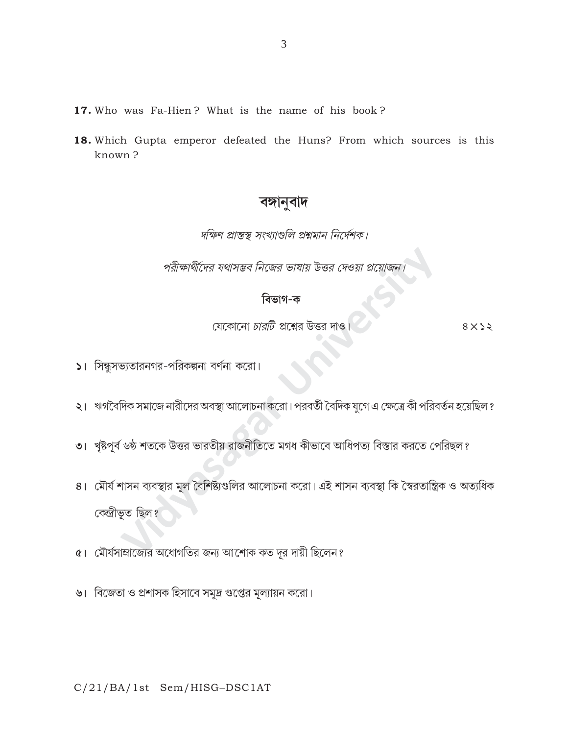17. Who was Fa-Hien? What is the name of his book?

18. Which Gupta emperor defeated the Huns? From which sources is this known?

## বঙ্গানুবাদ

*দক্ষিণ প্রান্তস্থ সংখ্যাগুলি প্রশ্নমান নির্দেশক।*

*পরীক্ষার্থীদের যথাসম্ভব নিজের ভাষায় উত্তর দেওয়া প্রয়োজন।*

### বিভাগ-ক

যেকোনো *চারটি* প্রশ্নের উত্তর দাও। ৪×১২

১। সিন্ধুসভ্যতারনগর-পরিকল্পনা বর্ণনা করো।

২। ঋগবৈদিক সমাজে নারীদের অবস্থা আলোচনা করো। পরবর্তী বৈদিক যুগে এ ক্ষেত্রে কী পরিবর্তন হয়েছিল?

৩। খৃষ্টপূর্ব ৬ষ্ঠ শতকে উত্তর ভারতীয় রাজনীতিতে মগধ কীভাবে আধিপত্য বিস্তার করতে পেরিছল?

৪। মৌর্য শাসন ব্যবস্থার মূল বৈশিষ্ট্যগুলির আলোচনা করো। এই শাসন ব্যবস্থা কি স্বৈরতান্ত্রিক ও অত্যধিক কেন্দ্রীভূত ছিল?

৫। মৌর্যসাম্রাজ্যের অধোগতির জন্য আশোক কত দূর দায়ী ছিলেন?

৬। বিজেতা ও প্রশাসক হিসাবে সমুদ্র গুপ্তের মূল্যায়ন করো।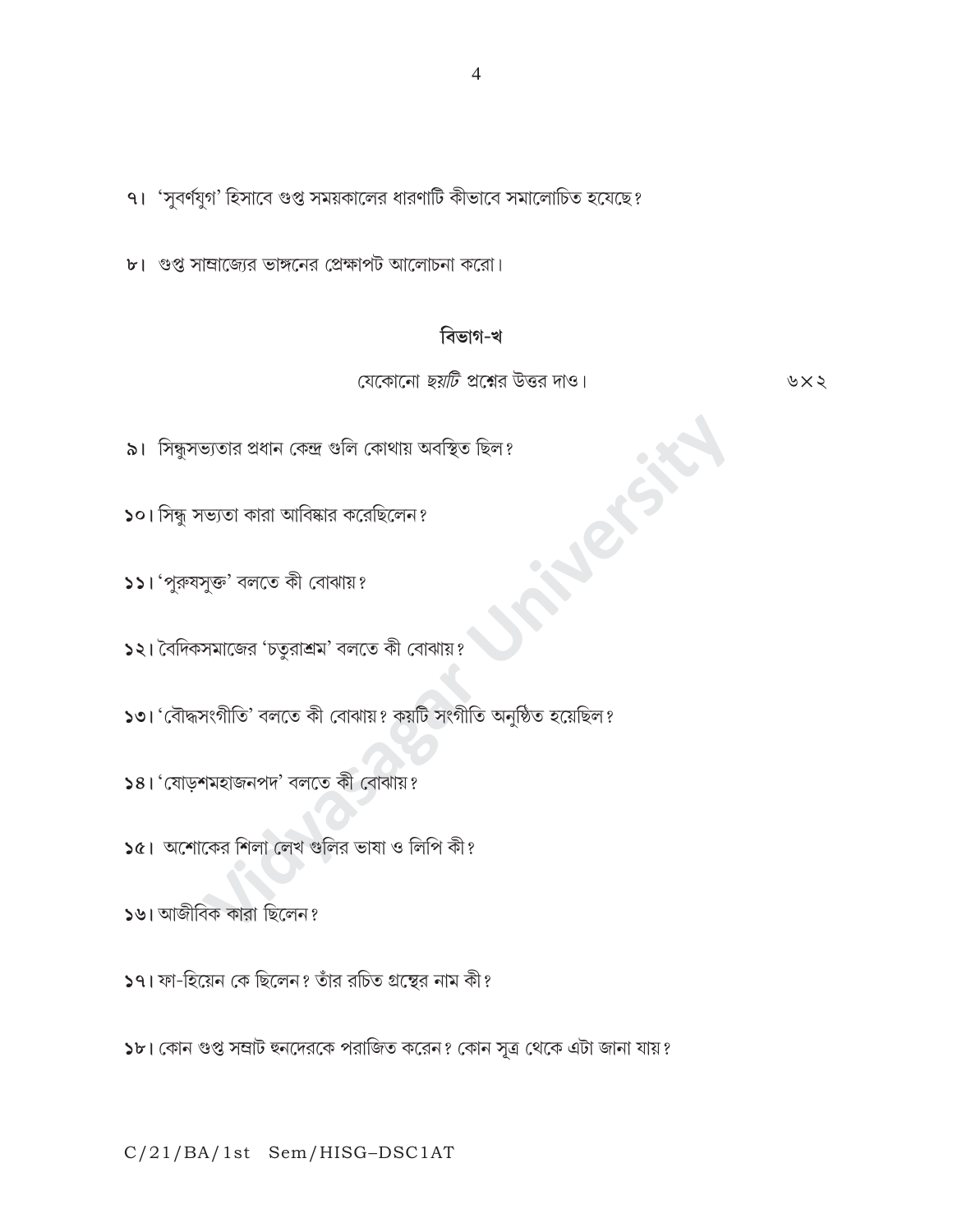৭। 'সুবর্ণযুগ' হিসাবে গুপ্ত সময়কালের ধারণাটি কীভাবে সমালোচিত হয়েছে?

৮। গুপ্ত সাম্রাজ্যের ভাঙ্গনের প্রেক্ষাপট আলোচনা করো।

## বিভাগ-খ

যেকোনো *ছয়টি* প্রশ্নের উত্তর দাও। ৬×২

৯। সিন্ধুসভ্যতার প্রধান কেন্দ্র গুলি কোথায় অবস্থিত ছিল?

১০। সিন্ধু সভ্যতা কারা আবিষ্কার করেছিলেন?

১১। 'পুরুষসুক্ত' বলতে কী বোঝায়?

১২। বৈদিকসমাজের 'চতুরাশ্রম' বলতে কী বোঝায়?

১৩। 'বৌদ্ধসংগীতি' বলতে কী বোঝায়? কয়টি সংগীতি অনুষ্ঠিত হয়েছিল?

১৪। 'ষোড়শমহাজনপদ' বলতে কী বোঝায়?

১৫। অশোকের শিলা লেখ গুলির ভাষা ও লিপি কী?

১৬। আজীবিক কারা ছিলেন?

১৭। ফা-হিয়েন কে ছিলেন? তাঁর রচিত গ্রন্থের নাম কী?

১৮। কোন গুপ্ত সম্রাট হুনদেরকে পরাজিত করেন? কোন সূত্র থেকে এটা জানা যায়?

C/21/BA/1st Sem/HISG–DSC1AT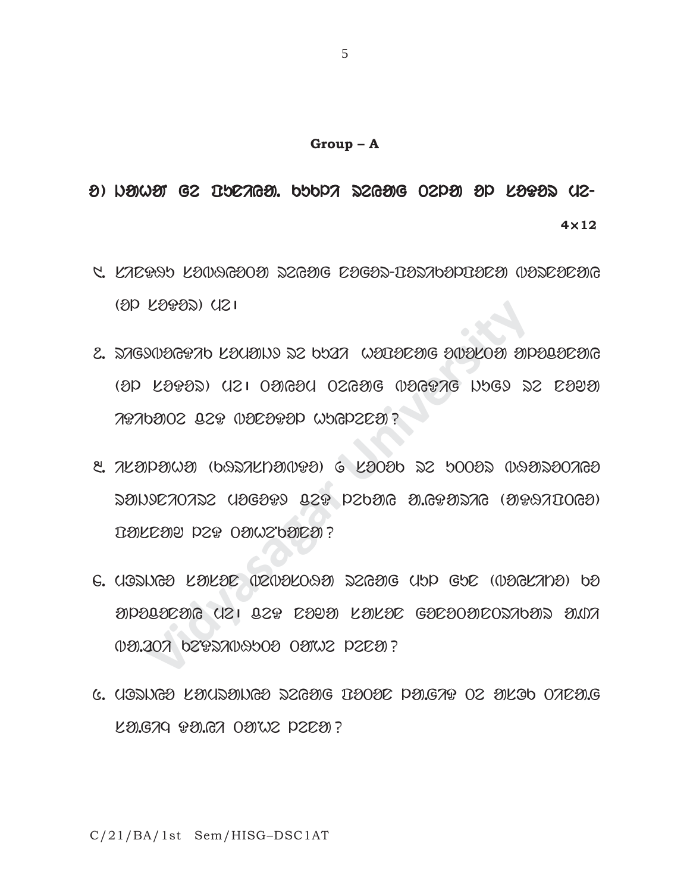## Group – A

4×12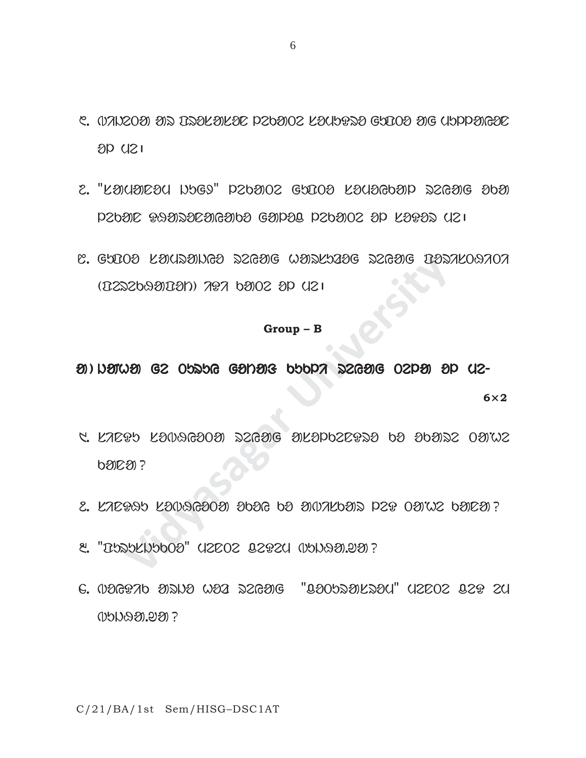᱗. ᱢᱟᱹᱨᱮᱱ ᱫᱚ ᱛᱟᱞᱠᱟᱹᱛᱮ ᱯᱨᱚᱵᱷᱟᱹᱣ ᱠᱚᱨᱟᱣᱟᱠᱟᱱ ᱥᱚᱵᱷᱭᱛᱟ ᱫᱚ ᱪᱮᱫ ᱞᱮᱠᱟ ᱵᱟᱲᱛᱤᱭᱟᱹ ᱞᱮᱱᱟ ᱚᱞ ᱢᱮ।

᱘. "ᱠᱟᱢᱟᱹᱨᱤ ᱥᱤᱧᱚᱛ" ᱯᱨᱚᱵᱷᱟᱹᱣ ᱥᱚᱵᱷᱭᱛᱟ ᱠᱟᱹᱢᱤᱦᱚᱨᱚᱝ ᱨᱮᱭᱟᱜ ᱫᱷᱟᱨᱟ ᱯᱨᱚᱵᱷᱟᱹᱣ ᱡᱟᱹᱛᱤᱥᱟᱸᱣᱛᱟᱦᱟᱹᱛ ᱥᱚᱢᱯᱚᱨᱠ ᱯᱨᱚᱵᱷᱟᱹᱣ ᱚᱞ ᱠᱟᱛᱷᱟ ᱢᱮ।

᱙. ᱥᱚᱵᱷᱭᱛᱟ ᱠᱟᱹᱢᱤᱥᱟᱹᱞᱤ ᱨᱮᱭᱟᱜ ᱥᱟᱹᱨᱤᱠᱟᱱᱟ ᱨᱮᱭᱟᱜ ᱛᱟᱞᱟᱠᱚᱲᱟᱣᱟ (ᱛᱮᱥᱮᱵᱷᱟᱹᱣᱛᱟᱹ) ᱟᱨᱟ ᱵᱟᱹᱲᱤᱡ ᱚᱞ ᱢᱮ।

## Group – B

ᱠ) ᱞᱟᱛᱟᱨ ᱨᱮ ᱮᱢ ᱟᱠᱟᱱ ᱠᱩᱠᱞᱤ ᱵᱷᱤᱛᱤᱨ ᱨᱮᱭᱟᱜ ᱛᱮᱞᱟ ᱚᱞ ᱢᱮ- 6×2

᱑. ᱦᱟᱨᱟᱯᱯᱟ ᱥᱚᱵᱷᱭᱛᱟ ᱨᱮᱭᱟᱜ ᱱᱟᱜᱟᱨ ᱵᱮᱵᱚᱥᱛᱷᱟ ᱵᱚ ᱮᱛᱚᱦᱚᱵ ᱚᱫᱽᱜ ᱛᱟᱦᱮᱸᱭᱟ?

᱒. ᱦᱟᱨᱟᱯᱯᱟ ᱥᱚᱵᱷᱭᱛᱟ ᱮᱛᱚᱜ ᱵᱚ ᱢᱟᱹᱨᱤᱭᱟᱹᱱ ᱯᱮᱭ ᱚᱫᱽᱜ ᱛᱟᱦᱮᱸᱭᱟ?

᱓. "ᱛᱮᱨᱟᱥᱟᱵᱷᱟᱹᱣᱛᱟ" ᱥᱟᱵᱟᱫ ᱵᱟᱹᱯᱩ ᱢᱮᱱᱟᱜᱼᱟ?

᱔. ᱢᱟᱹᱨᱮᱱ ᱫᱚᱥᱚ ᱣᱟᱲᱟ ᱨᱮᱭᱟᱜ "ᱵᱟᱹᱥᱮᱱᱛᱷᱮ" ᱥᱟᱵᱟᱫ ᱵᱟᱹᱯᱩ ᱢᱮᱱᱟᱜᱼᱟ?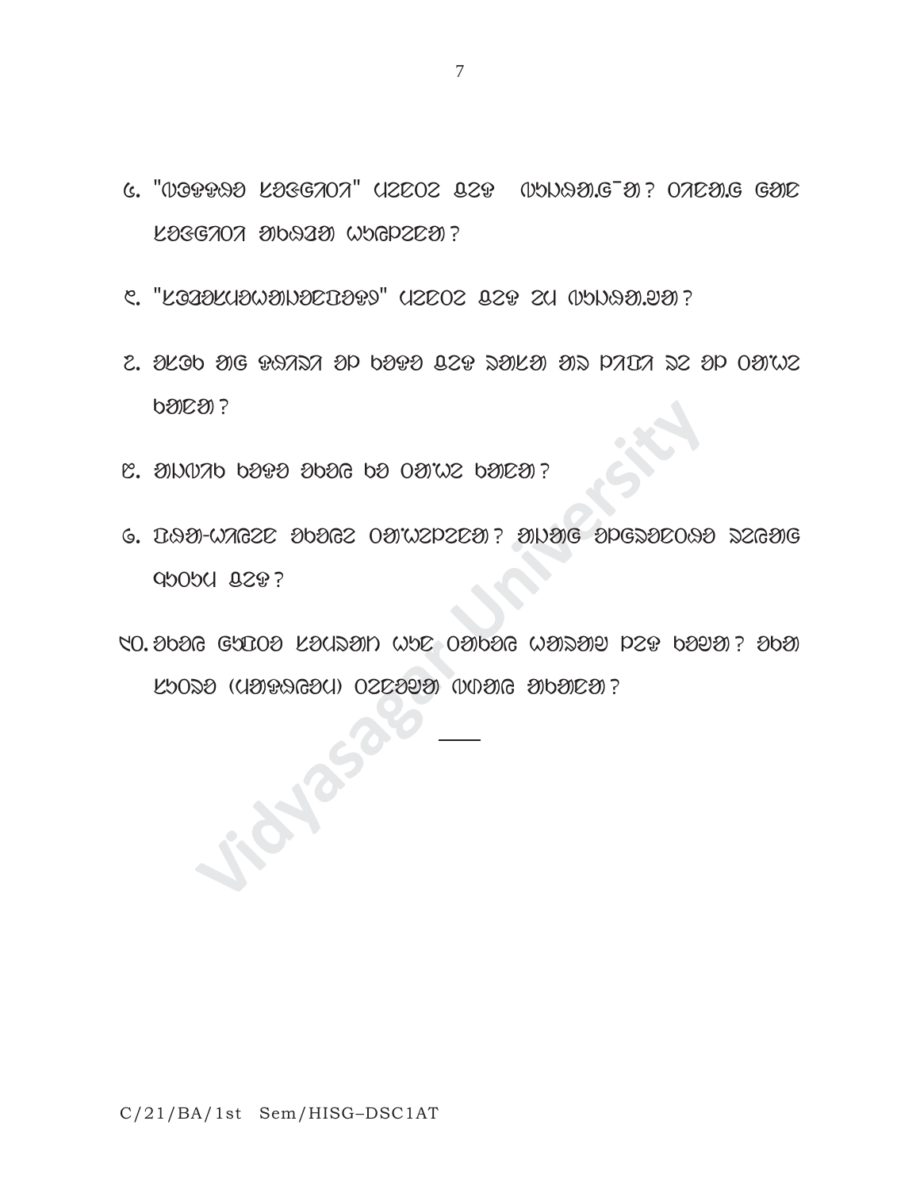৬. "ᱢᱚᱜᱜᱟᱚ ᱠᱚᱫᱮᱜᱟᱱᱚᱱ" ᱩᱨᱮᱫᱽ ᱟᱨᱟ ᱢᱩᱞᱟᱹᱛ.ᱜᱟ? ᱚᱱᱮᱛ.ᱜ ᱜᱟᱱᱮ ᱠᱚᱫᱮᱜᱟᱱᱚᱱ ᱟᱠᱚᱞᱟᱢ ᱣᱩᱨᱯᱨᱮᱛ?

৭. "ᱠᱚᱫᱚᱠᱩᱵᱚᱣᱟᱞᱚᱫᱮᱫᱚᱜᱜᱟ" ᱩᱨᱮᱫᱽ ᱟᱨᱟ ᱨᱩ ᱢᱩᱞᱟᱹᱛ.ᱟᱛ?

৮. ᱟᱠᱚᱠ ᱟᱜ ᱜᱚᱱᱟᱱ ᱚᱯ ᱠᱚᱜᱚ ᱟᱨᱟ ᱫᱟᱠᱚᱛ ᱟᱫ ᱯᱱᱫᱱ ᱫᱨ ᱚᱯ ᱚᱛ'ᱣᱨ ᱠᱟᱱᱮᱛ?

৯. ᱟᱞᱢᱱᱠ ᱠᱚᱜᱚ ᱟᱠᱚᱜ ᱠᱚ ᱚᱛ'ᱣᱨ ᱠᱟᱱᱮᱛ?

৬. ᱫᱚᱛ-ᱣᱱᱜᱨᱮ ᱟᱠᱚᱜᱨ ᱚᱛ'ᱣᱨᱯᱨᱮᱛ? ᱟᱞᱟᱜ ᱟᱯᱜᱫᱚᱮᱚᱚᱚ ᱫᱨᱜᱟᱜ ᱜᱩᱚᱩᱩ ᱟᱨᱟ?

১০. ᱟᱠᱚᱜ ᱜᱩᱫᱚᱚ ᱠᱚᱩᱫᱟᱞ ᱣᱩᱮ ᱚᱟᱠᱚᱜ ᱣᱟᱫᱟᱞ ᱯᱨᱟ ᱠᱚᱞᱟ? ᱟᱠᱟ ᱠᱩᱚᱫᱚ (ᱩᱟᱜᱚᱜᱚᱩ) ᱚᱨᱮᱚᱞᱟ ᱢᱞᱟᱜ ᱟᱠᱟᱮᱛ?